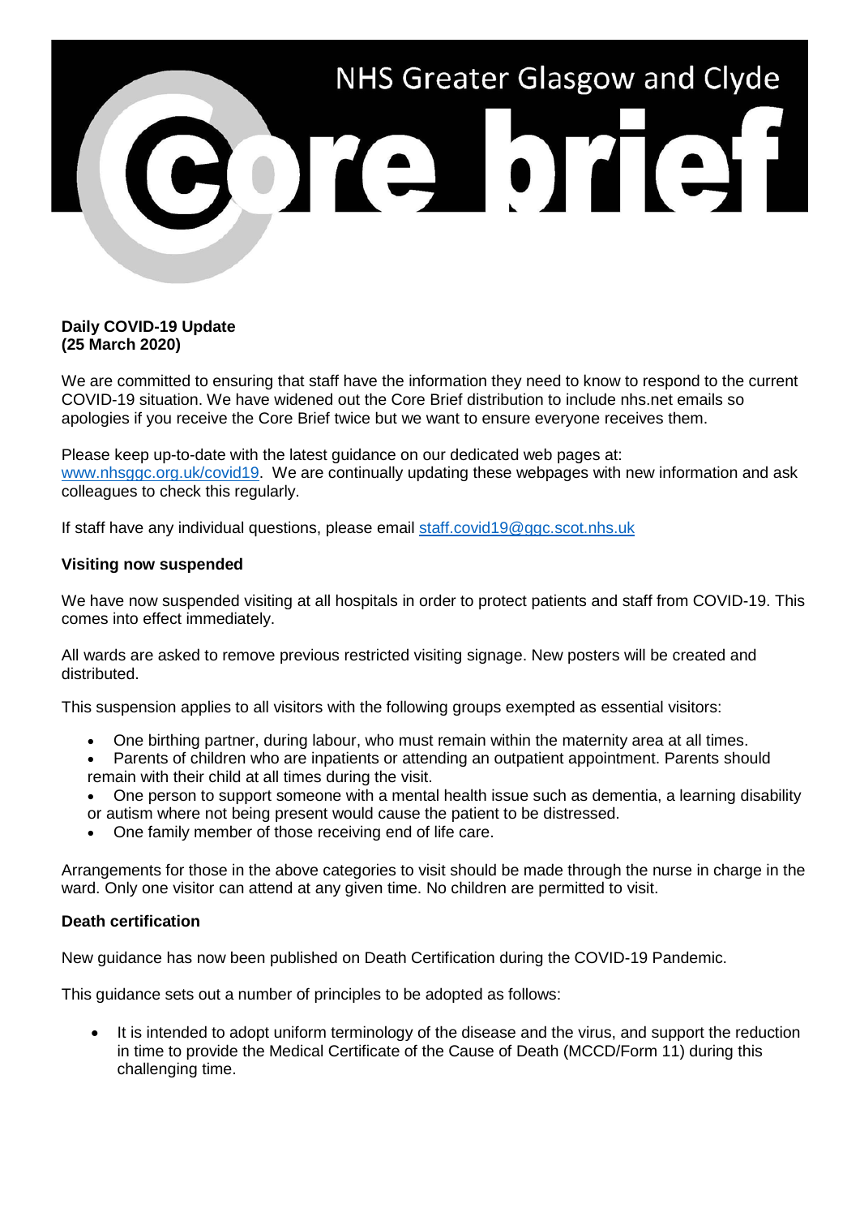# NHS Greater Glasgow and Clyde

# Core brief

**Daily COVID-19 Update**
**(25 March 2020)**

We are committed to ensuring that staff have the information they need to know to respond to the current COVID-19 situation. We have widened out the Core Brief distribution to include nhs.net emails so apologies if you receive the Core Brief twice but we want to ensure everyone receives them.

Please keep up-to-date with the latest guidance on our dedicated web pages at: www.nhsggc.org.uk/covid19. We are continually updating these webpages with new information and ask colleagues to check this regularly.

If staff have any individual questions, please email staff.covid19@ggc.scot.nhs.uk

**Visiting now suspended**

We have now suspended visiting at all hospitals in order to protect patients and staff from COVID-19. This comes into effect immediately.

All wards are asked to remove previous restricted visiting signage. New posters will be created and distributed.

This suspension applies to all visitors with the following groups exempted as essential visitors:

- One birthing partner, during labour, who must remain within the maternity area at all times.
- Parents of children who are inpatients or attending an outpatient appointment. Parents should remain with their child at all times during the visit.
- One person to support someone with a mental health issue such as dementia, a learning disability or autism where not being present would cause the patient to be distressed.
- One family member of those receiving end of life care.

Arrangements for those in the above categories to visit should be made through the nurse in charge in the ward. Only one visitor can attend at any given time. No children are permitted to visit.

**Death certification**

New guidance has now been published on Death Certification during the COVID-19 Pandemic.

This guidance sets out a number of principles to be adopted as follows:

- It is intended to adopt uniform terminology of the disease and the virus, and support the reduction in time to provide the Medical Certificate of the Cause of Death (MCCD/Form 11) during this challenging time.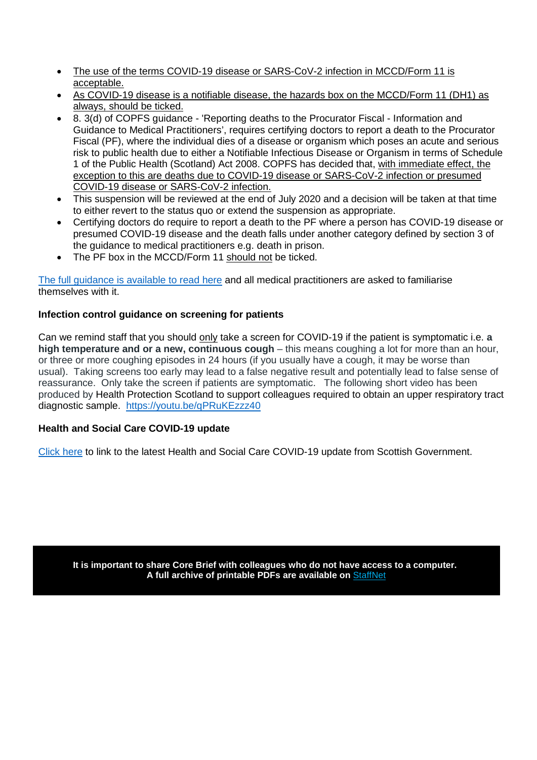- The use of the terms COVID-19 disease or SARS-CoV-2 infection in MCCD/Form 11 is acceptable.
- As COVID-19 disease is a notifiable disease, the hazards box on the MCCD/Form 11 (DH1) as always, should be ticked.
- 8. 3(d) of COPFS guidance - 'Reporting deaths to the Procurator Fiscal - Information and Guidance to Medical Practitioners', requires certifying doctors to report a death to the Procurator Fiscal (PF), where the individual dies of a disease or organism which poses an acute and serious risk to public health due to either a Notifiable Infectious Disease or Organism in terms of Schedule 1 of the Public Health (Scotland) Act 2008. COPFS has decided that, with immediate effect, the exception to this are deaths due to COVID-19 disease or SARS-CoV-2 infection or presumed COVID-19 disease or SARS-CoV-2 infection.
- This suspension will be reviewed at the end of July 2020 and a decision will be taken at that time to either revert to the status quo or extend the suspension as appropriate.
- Certifying doctors do require to report a death to the PF where a person has COVID-19 disease or presumed COVID-19 disease and the death falls under another category defined by section 3 of the guidance to medical practitioners e.g. death in prison.
- The PF box in the MCCD/Form 11 should not be ticked.

The full guidance is available to read here and all medical practitioners are asked to familiarise themselves with it.

**Infection control guidance on screening for patients**

Can we remind staff that you should only take a screen for COVID-19 if the patient is symptomatic i.e. **a high temperature and or a new, continuous cough** – this means coughing a lot for more than an hour, or three or more coughing episodes in 24 hours (if you usually have a cough, it may be worse than usual). Taking screens too early may lead to a false negative result and potentially lead to false sense of reassurance. Only take the screen if patients are symptomatic. The following short video has been produced by Health Protection Scotland to support colleagues required to obtain an upper respiratory tract diagnostic sample. https://youtu.be/qPRuKEzzz40

**Health and Social Care COVID-19 update**

Click here to link to the latest Health and Social Care COVID-19 update from Scottish Government.

**It is important to share Core Brief with colleagues who do not have access to a computer.**
**A full archive of printable PDFs are available on StaffNet**